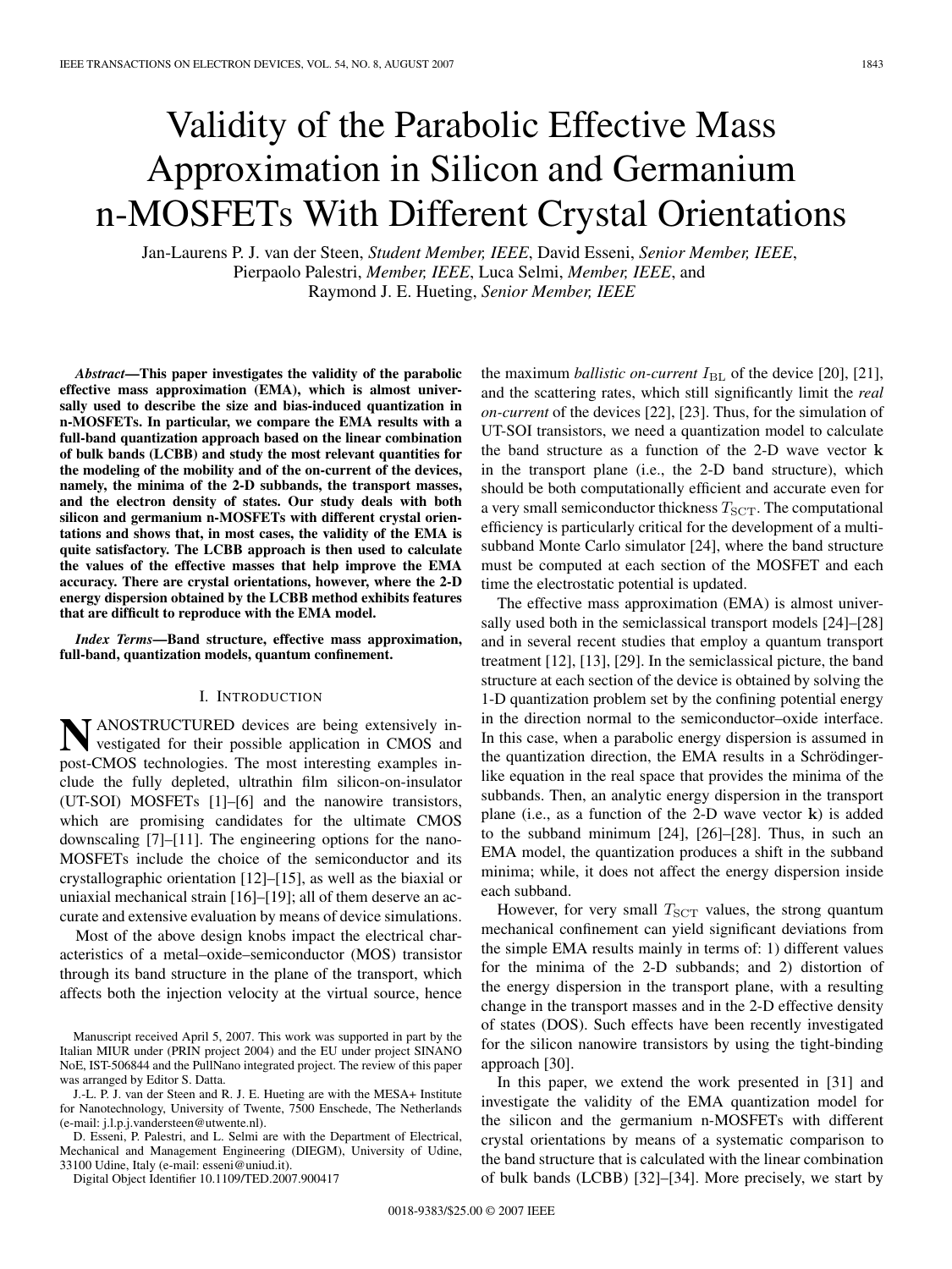# Validity of the Parabolic Effective Mass Approximation in Silicon and Germanium n-MOSFETs With Different Crystal Orientations

Jan-Laurens P. J. van der Steen, *Student Member, IEEE*, David Esseni, *Senior Member, IEEE*, Pierpaolo Palestri, *Member, IEEE*, Luca Selmi, *Member, IEEE*, and Raymond J. E. Hueting, *Senior Member, IEEE*

***Abstract*—This paper investigates the validity of the parabolic effective mass approximation (EMA), which is almost universally used to describe the size and bias-induced quantization in n-MOSFETs. In particular, we compare the EMA results with a full-band quantization approach based on the linear combination of bulk bands (LCBB) and study the most relevant quantities for the modeling of the mobility and of the on-current of the devices, namely, the minima of the 2-D subbands, the transport masses, and the electron density of states. Our study deals with both silicon and germanium n-MOSFETs with different crystal orientations and shows that, in most cases, the validity of the EMA is quite satisfactory. The LCBB approach is then used to calculate the values of the effective masses that help improve the EMA accuracy. There are crystal orientations, however, where the 2-D energy dispersion obtained by the LCBB method exhibits features that are difficult to reproduce with the EMA model.**

***Index Terms*—Band structure, effective mass approximation, full-band, quantization models, quantum confinement.**

## I. Introduction

NANOSTRUCTURED devices are being extensively investigated for their possible application in CMOS and post-CMOS technologies. The most interesting examples include the fully depleted, ultrathin film silicon-on-insulator (UT-SOI) MOSFETs [1]–[6] and the nanowire transistors, which are promising candidates for the ultimate CMOS downscaling [7]–[11]. The engineering options for the nano-MOSFETs include the choice of the semiconductor and its crystallographic orientation [12]–[15], as well as the biaxial or uniaxial mechanical strain [16]–[19]; all of them deserve an accurate and extensive evaluation by means of device simulations.

Most of the above design knobs impact the electrical characteristics of a metal–oxide–semiconductor (MOS) transistor through its band structure in the plane of the transport, which affects both the injection velocity at the virtual source, hence the maximum *ballistic on-current* $I_{\mathrm{BL}}$ of the device [20], [21], and the scattering rates, which still significantly limit the *real on-current* of the devices [22], [23]. Thus, for the simulation of UT-SOI transistors, we need a quantization model to calculate the band structure as a function of the 2-D wave vector $\mathbf{k}$ in the transport plane (i.e., the 2-D band structure), which should be both computationally efficient and accurate even for a very small semiconductor thickness $T_{\mathrm{SCT}}$. The computational efficiency is particularly critical for the development of a multi-subband Monte Carlo simulator [24], where the band structure must be computed at each section of the MOSFET and each time the electrostatic potential is updated.

The effective mass approximation (EMA) is almost universally used both in the semiclassical transport models [24]–[28] and in several recent studies that employ a quantum transport treatment [12], [13], [29]. In the semiclassical picture, the band structure at each section of the device is obtained by solving the 1-D quantization problem set by the confining potential energy in the direction normal to the semiconductor–oxide interface. In this case, when a parabolic energy dispersion is assumed in the quantization direction, the EMA results in a Schrödinger-like equation in the real space that provides the minima of the subbands. Then, an analytic energy dispersion in the transport plane (i.e., as a function of the 2-D wave vector $\mathbf{k}$) is added to the subband minimum [24], [26]–[28]. Thus, in such an EMA model, the quantization produces a shift in the subband minima; while, it does not affect the energy dispersion inside each subband.

However, for very small $T_{\mathrm{SCT}}$ values, the strong quantum mechanical confinement can yield significant deviations from the simple EMA results mainly in terms of: 1) different values for the minima of the 2-D subbands; and 2) distortion of the energy dispersion in the transport plane, with a resulting change in the transport masses and in the 2-D effective density of states (DOS). Such effects have been recently investigated for the silicon nanowire transistors by using the tight-binding approach [30].

In this paper, we extend the work presented in [31] and investigate the validity of the EMA quantization model for the silicon and the germanium n-MOSFETs with different crystal orientations by means of a systematic comparison to the band structure that is calculated with the linear combination of bulk bands (LCBB) [32]–[34]. More precisely, we start by

Manuscript received April 5, 2007. This work was supported in part by the Italian MIUR under (PRIN project 2004) and the EU under project SINANO NoE, IST-506844 and the PullNano integrated project. The review of this paper was arranged by Editor S. Datta.

J.-L. P. J. van der Steen and R. J. E. Hueting are with the MESA+ Institute for Nanotechnology, University of Twente, 7500 Enschede, The Netherlands (e-mail: j.l.p.j.vandersteen@utwente.nl).

D. Esseni, P. Palestri, and L. Selmi are with the Department of Electrical, Mechanical and Management Engineering (DIEGM), University of Udine, 33100 Udine, Italy (e-mail: esseni@uniud.it).

Digital Object Identifier 10.1109/TED.2007.900417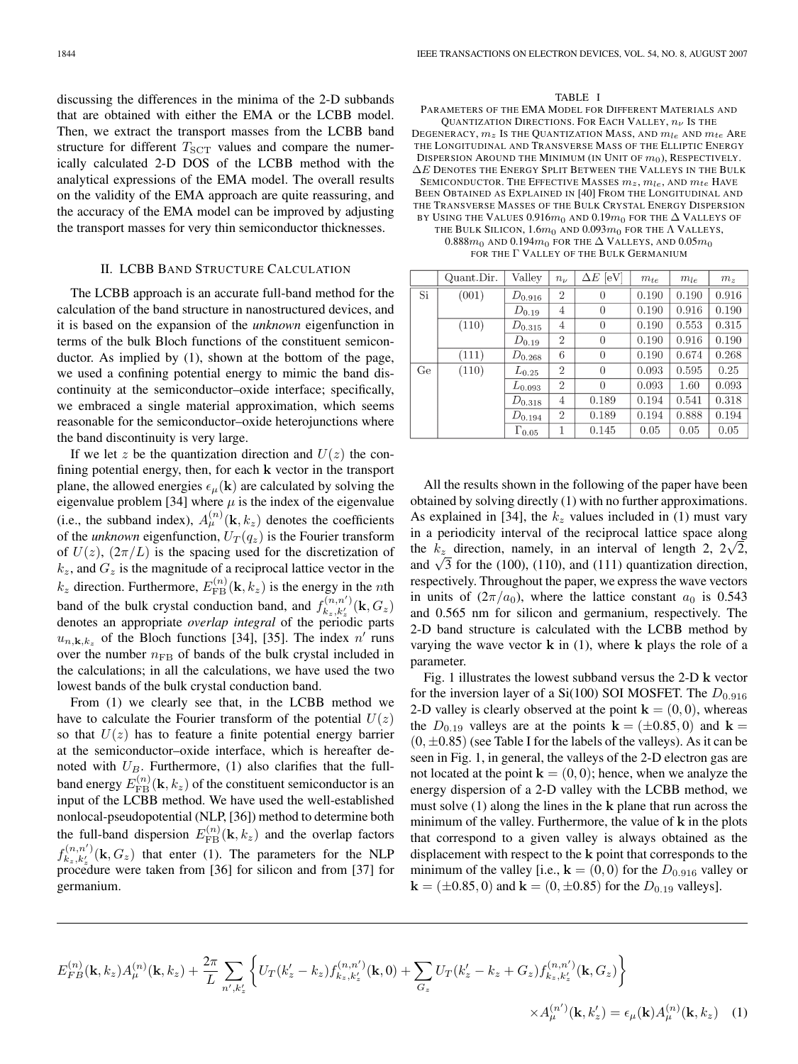discussing the differences in the minima of the 2-D subbands that are obtained with either the EMA or the LCBB model. Then, we extract the transport masses from the LCBB band structure for different $T_{\mathrm{SCT}}$ values and compare the numerically calculated 2-D DOS of the LCBB method with the analytical expressions of the EMA model. The overall results on the validity of the EMA approach are quite reassuring, and the accuracy of the EMA model can be improved by adjusting the transport masses for very thin semiconductor thicknesses.

## II. LCBB Band Structure Calculation

The LCBB approach is an accurate full-band method for the calculation of the band structure in nanostructured devices, and it is based on the expansion of the *unknown* eigenfunction in terms of the bulk Bloch functions of the constituent semiconductor. As implied by (1), shown at the bottom of the page, we used a confining potential energy to mimic the band discontinuity at the semiconductor–oxide interface; specifically, we embraced a single material approximation, which seems reasonable for the semiconductor–oxide heterojunctions where the band discontinuity is very large.

If we let $z$ be the quantization direction and $U(z)$ the confining potential energy, then, for each $\mathbf{k}$ vector in the transport plane, the allowed energies $\epsilon_\mu(\mathbf{k})$ are calculated by solving the eigenvalue problem [34] where $\mu$ is the index of the eigenvalue (i.e., the subband index), $A_\mu^{(n)}(\mathbf{k}, k_z)$ denotes the coefficients of the *unknown* eigenfunction, $U_T(q_z)$ is the Fourier transform of $U(z)$, $(2\pi/L)$ is the spacing used for the discretization of $k_z$, and $G_z$ is the magnitude of a reciprocal lattice vector in the $k_z$ direction. Furthermore, $E_{\mathrm{FB}}^{(n)}(\mathbf{k}, k_z)$ is the energy in the $n$th band of the bulk crystal conduction band, and $f_{k_z,k_z'}^{(n,n')}(\mathbf{k}, G_z)$ denotes an appropriate *overlap integral* of the periodic parts $u_{n,\mathbf{k},k_z}$ of the Bloch functions [34], [35]. The index $n'$ runs over the number $n_{\mathrm{FB}}$ of bands of the bulk crystal included in the calculations; in all the calculations, we have used the two lowest bands of the bulk crystal conduction band.

From (1) we clearly see that, in the LCBB method we have to calculate the Fourier transform of the potential $U(z)$ so that $U(z)$ has to feature a finite potential energy barrier at the semiconductor–oxide interface, which is hereafter denoted with $U_B$. Furthermore, (1) also clarifies that the full-band energy $E_{\mathrm{FB}}^{(n)}(\mathbf{k}, k_z)$ of the constituent semiconductor is an input of the LCBB method. We have used the well-established nonlocal-pseudopotential (NLP, [36]) method to determine both the full-band dispersion $E_{\mathrm{FB}}^{(n)}(\mathbf{k}, k_z)$ and the overlap factors $f_{k_z,k_z'}^{(n,n')}(\mathbf{k}, G_z)$ that enter (1). The parameters for the NLP procedure were taken from [36] for silicon and from [37] for germanium.

TABLE I

PARAMETERS OF THE EMA MODEL FOR DIFFERENT MATERIALS AND QUANTIZATION DIRECTIONS. FOR EACH VALLEY, $n_\nu$ IS THE DEGENERACY, $m_z$ IS THE QUANTIZATION MASS, AND $m_{le}$ AND $m_{te}$ ARE THE LONGITUDINAL AND TRANSVERSE MASS OF THE ELLIPTIC ENERGY DISPERSION AROUND THE MINIMUM (IN UNIT OF $m_0$), RESPECTIVELY. $\Delta E$ DENOTES THE ENERGY SPLIT BETWEEN THE VALLEYS IN THE BULK SEMICONDUCTOR. THE EFFECTIVE MASSES $m_z$, $m_{le}$, AND $m_{te}$ HAVE BEEN OBTAINED AS EXPLAINED IN [40] FROM THE LONGITUDINAL AND THE TRANSVERSE MASSES OF THE BULK CRYSTAL ENERGY DISPERSION BY USING THE VALUES $0.916m_0$ AND $0.19m_0$ FOR THE $\Delta$ VALLEYS OF THE BULK SILICON, $1.6m_0$ AND $0.093m_0$ FOR THE $\Lambda$ VALLEYS, $0.888m_0$ AND $0.194m_0$ FOR THE $\Delta$ VALLEYS, AND $0.05m_0$ FOR THE $\Gamma$ VALLEY OF THE BULK GERMANIUM

| | Quant.Dir. | Valley | $n_\nu$ | $\Delta E$ [eV] | $m_{te}$ | $m_{le}$ | $m_z$ |
|---|---|---|---|---|---|---|---|
| Si | (001) | $D_{0.916}$ | 2 | 0 | 0.190 | 0.190 | 0.916 |
| | | $D_{0.19}$ | 4 | 0 | 0.190 | 0.916 | 0.190 |
| | (110) | $D_{0.315}$ | 4 | 0 | 0.190 | 0.553 | 0.315 |
| | | $D_{0.19}$ | 2 | 0 | 0.190 | 0.916 | 0.190 |
| | (111) | $D_{0.268}$ | 6 | 0 | 0.190 | 0.674 | 0.268 |
| Ge | (110) | $L_{0.25}$ | 2 | 0 | 0.093 | 0.595 | 0.25 |
| | | $L_{0.093}$ | 2 | 0 | 0.093 | 1.60 | 0.093 |
| | | $D_{0.318}$ | 4 | 0.189 | 0.194 | 0.541 | 0.318 |
| | | $D_{0.194}$ | 2 | 0.189 | 0.194 | 0.888 | 0.194 |
| | | $\Gamma_{0.05}$ | 1 | 0.145 | 0.05 | 0.05 | 0.05 |

All the results shown in the following of the paper have been obtained by solving directly (1) with no further approximations. As explained in [34], the $k_z$ values included in (1) must vary in a periodicity interval of the reciprocal lattice space along the $k_z$ direction, namely, in an interval of length 2, $2\sqrt{2}$, and $\sqrt{3}$ for the (100), (110), and (111) quantization direction, respectively. Throughout the paper, we express the wave vectors in units of $(2\pi/a_0)$, where the lattice constant $a_0$ is 0.543 and 0.565 nm for silicon and germanium, respectively. The 2-D band structure is calculated with the LCBB method by varying the wave vector $\mathbf{k}$ in (1), where $\mathbf{k}$ plays the role of a parameter.

Fig. 1 illustrates the lowest subband versus the 2-D $\mathbf{k}$ vector for the inversion layer of a Si(100) SOI MOSFET. The $D_{0.916}$ 2-D valley is clearly observed at the point $\mathbf{k} = (0, 0)$, whereas the $D_{0.19}$ valleys are at the points $\mathbf{k} = (\pm 0.85, 0)$ and $\mathbf{k} = (0, \pm 0.85)$ (see Table I for the labels of the valleys). As it can be seen in Fig. 1, in general, the valleys of the 2-D electron gas are not located at the point $\mathbf{k} = (0, 0)$; hence, when we analyze the energy dispersion of a 2-D valley with the LCBB method, we must solve (1) along the lines in the $\mathbf{k}$ plane that run across the minimum of the valley. Furthermore, the value of $\mathbf{k}$ in the plots that correspond to a given valley is always obtained as the displacement with respect to the $\mathbf{k}$ point that corresponds to the minimum of the valley [i.e., $\mathbf{k} = (0, 0)$ for the $D_{0.916}$ valley or $\mathbf{k} = (\pm 0.85, 0)$ and $\mathbf{k} = (0, \pm 0.85)$ for the $D_{0.19}$ valleys].

$$
E_{FB}^{(n)}(\mathbf{k}, k_z) A_\mu^{(n)}(\mathbf{k}, k_z) + \frac{2\pi}{L} \sum_{n', k_z'} \left\{ U_T(k_z' - k_z) f_{k_z,k_z'}^{(n,n')}(\mathbf{k}, 0) + \sum_{G_z} U_T(k_z' - k_z + G_z) f_{k_z,k_z'}^{(n,n')}(\mathbf{k}, G_z) \right\} \times A_\mu^{(n')}(\mathbf{k}, k_z') = \epsilon_\mu(\mathbf{k}) A_\mu^{(n)}(\mathbf{k}, k_z) \quad (1)
$$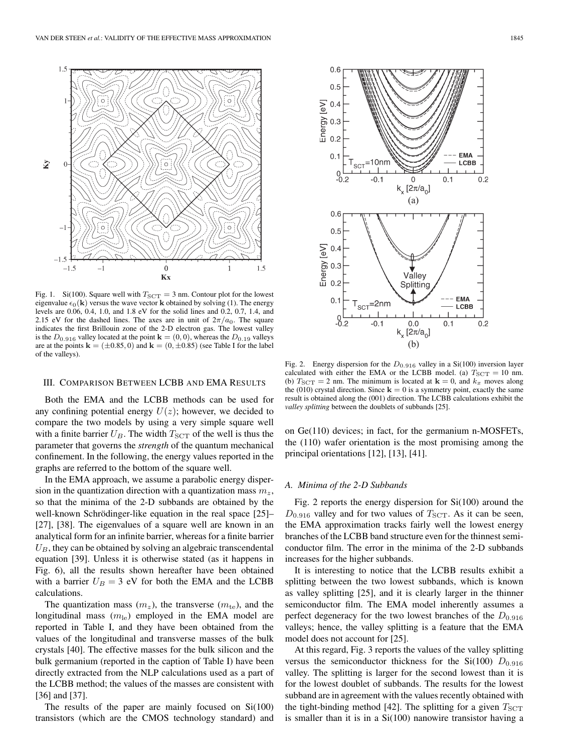Fig. 1. Si(100). Square well with $T_{\mathrm{SCT}} = 3$ nm. Contour plot for the lowest eigenvalue $\epsilon_0(\mathbf{k})$ versus the wave vector $\mathbf{k}$ obtained by solving (1). The energy levels are 0.06, 0.4, 1.0, and 1.8 eV for the solid lines and 0.2, 0.7, 1.4, and 2.15 eV for the dashed lines. The axes are in unit of $2\pi/a_0$. The square indicates the first Brillouin zone of the 2-D electron gas. The lowest valley is the $D_{0.916}$ valley located at the point $\mathbf{k} = (0, 0)$, whereas the $D_{0.19}$ valleys are at the points $\mathbf{k} = (\pm 0.85, 0)$ and $\mathbf{k} = (0, \pm 0.85)$ (see Table I for the label of the valleys).

Fig. 2. Energy dispersion for the $D_{0.916}$ valley in a Si(100) inversion layer calculated with either the EMA or the LCBB model. (a) $T_{\mathrm{SCT}} = 10$ nm. (b) $T_{\mathrm{SCT}} = 2$ nm. The minimum is located at $\mathbf{k} = 0$, and $k_x$ moves along the (010) crystal direction. Since $\mathbf{k} = 0$ is a symmetry point, exactly the same result is obtained along the (001) direction. The LCBB calculations exhibit the *valley splitting* between the doublets of subbands [25].

## III. Comparison Between LCBB and EMA Results

Both the EMA and the LCBB methods can be used for any confining potential energy $U(z)$; however, we decided to compare the two models by using a very simple square well with a finite barrier $U_B$. The width $T_{\mathrm{SCT}}$ of the well is thus the parameter that governs the *strength* of the quantum mechanical confinement. In the following, the energy values reported in the graphs are referred to the bottom of the square well.

In the EMA approach, we assume a parabolic energy dispersion in the quantization direction with a quantization mass $m_z$, so that the minima of the 2-D subbands are obtained by the well-known Schrödinger-like equation in the real space [25]–[27], [38]. The eigenvalues of a square well are known in an analytical form for an infinite barrier, whereas for a finite barrier $U_B$, they can be obtained by solving an algebraic transcendental equation [39]. Unless it is otherwise stated (as it happens in Fig. 6), all the results shown hereafter have been obtained with a barrier $U_B = 3$ eV for both the EMA and the LCBB calculations.

The quantization mass ($m_z$), the transverse ($m_{\mathrm{te}}$), and the longitudinal mass ($m_{\mathrm{le}}$) employed in the EMA model are reported in Table I, and they have been obtained from the values of the longitudinal and transverse masses of the bulk crystals [40]. The effective masses for the bulk silicon and the bulk germanium (reported in the caption of Table I) have been directly extracted from the NLP calculations used as a part of the LCBB method; the values of the masses are consistent with [36] and [37].

The results of the paper are mainly focused on Si(100) transistors (which are the CMOS technology standard) and on Ge(110) devices; in fact, for the germanium n-MOSFETs, the (110) wafer orientation is the most promising among the principal orientations [12], [13], [41].

### A. Minima of the 2-D Subbands

Fig. 2 reports the energy dispersion for Si(100) around the $D_{0.916}$ valley and for two values of $T_{\mathrm{SCT}}$. As it can be seen, the EMA approximation tracks fairly well the lowest energy branches of the LCBB band structure even for the thinnest semiconductor film. The error in the minima of the 2-D subbands increases for the higher subbands.

It is interesting to notice that the LCBB results exhibit a splitting between the two lowest subbands, which is known as valley splitting [25], and it is clearly larger in the thinner semiconductor film. The EMA model inherently assumes a perfect degeneracy for the two lowest branches of the $D_{0.916}$ valleys; hence, the valley splitting is a feature that the EMA model does not account for [25].

At this regard, Fig. 3 reports the values of the valley splitting versus the semiconductor thickness for the Si(100) $D_{0.916}$ valley. The splitting is larger for the second lowest than it is for the lowest doublet of subbands. The results for the lowest subband are in agreement with the values recently obtained with the tight-binding method [42]. The splitting for a given $T_{\mathrm{SCT}}$ is smaller than it is in a Si(100) nanowire transistor having a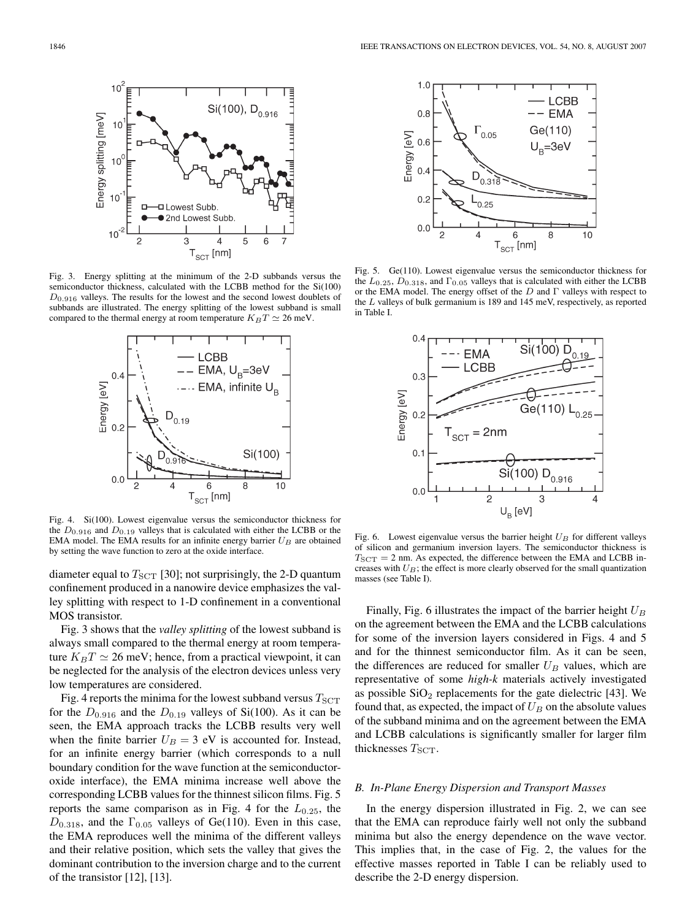Fig. 3. Energy splitting at the minimum of the 2-D subbands versus the semiconductor thickness, calculated with the LCBB method for the Si(100) $D_{0.916}$ valleys. The results for the lowest and the second lowest doublets of subbands are illustrated. The energy splitting of the lowest subband is small compared to the thermal energy at room temperature $K_BT \simeq 26$ meV.

Fig. 4. Si(100). Lowest eigenvalue versus the semiconductor thickness for the $D_{0.916}$ and $D_{0.19}$ valleys that is calculated with either the LCBB or the EMA model. The EMA results for an infinite energy barrier $U_B$ are obtained by setting the wave function to zero at the oxide interface.

diameter equal to $T_{\mathrm{SCT}}$ [30]; not surprisingly, the 2-D quantum confinement produced in a nanowire device emphasizes the valley splitting with respect to 1-D confinement in a conventional MOS transistor.

Fig. 3 shows that the *valley splitting* of the lowest subband is always small compared to the thermal energy at room temperature $K_BT \simeq 26$ meV; hence, from a practical viewpoint, it can be neglected for the analysis of the electron devices unless very low temperatures are considered.

Fig. 4 reports the minima for the lowest subband versus $T_{\mathrm{SCT}}$ for the $D_{0.916}$ and the $D_{0.19}$ valleys of Si(100). As it can be seen, the EMA approach tracks the LCBB results very well when the finite barrier $U_B = 3$ eV is accounted for. Instead, for an infinite energy barrier (which corresponds to a null boundary condition for the wave function at the semiconductor-oxide interface), the EMA minima increase well above the corresponding LCBB values for the thinnest silicon films. Fig. 5 reports the same comparison as in Fig. 4 for the $L_{0.25}$, the $D_{0.318}$, and the $\Gamma_{0.05}$ valleys of Ge(110). Even in this case, the EMA reproduces well the minima of the different valleys and their relative position, which sets the valley that gives the dominant contribution to the inversion charge and to the current of the transistor [12], [13].

Fig. 5. Ge(110). Lowest eigenvalue versus the semiconductor thickness for the $L_{0.25}$, $D_{0.318}$, and $\Gamma_{0.05}$ valleys that is calculated with either the LCBB or the EMA model. The energy offset of the $D$ and $\Gamma$ valleys with respect to the $L$ valleys of bulk germanium is 189 and 145 meV, respectively, as reported in Table I.

Fig. 6. Lowest eigenvalue versus the barrier height $U_B$ for different valleys of silicon and germanium inversion layers. The semiconductor thickness is $T_{\mathrm{SCT}} = 2$ nm. As expected, the difference between the EMA and LCBB increases with $U_B$; the effect is more clearly observed for the small quantization masses (see Table I).

Finally, Fig. 6 illustrates the impact of the barrier height $U_B$ on the agreement between the EMA and the LCBB calculations for some of the inversion layers considered in Figs. 4 and 5 and for the thinnest semiconductor film. As it can be seen, the differences are reduced for smaller $U_B$ values, which are representative of some *high-k* materials actively investigated as possible $SiO_2$ replacements for the gate dielectric [43]. We found that, as expected, the impact of $U_B$ on the absolute values of the subband minima and on the agreement between the EMA and LCBB calculations is significantly smaller for larger film thicknesses $T_{\mathrm{SCT}}$.

### B. In-Plane Energy Dispersion and Transport Masses

In the energy dispersion illustrated in Fig. 2, we can see that the EMA can reproduce fairly well not only the subband minima but also the energy dependence on the wave vector. This implies that, in the case of Fig. 2, the values for the effective masses reported in Table I can be reliably used to describe the 2-D energy dispersion.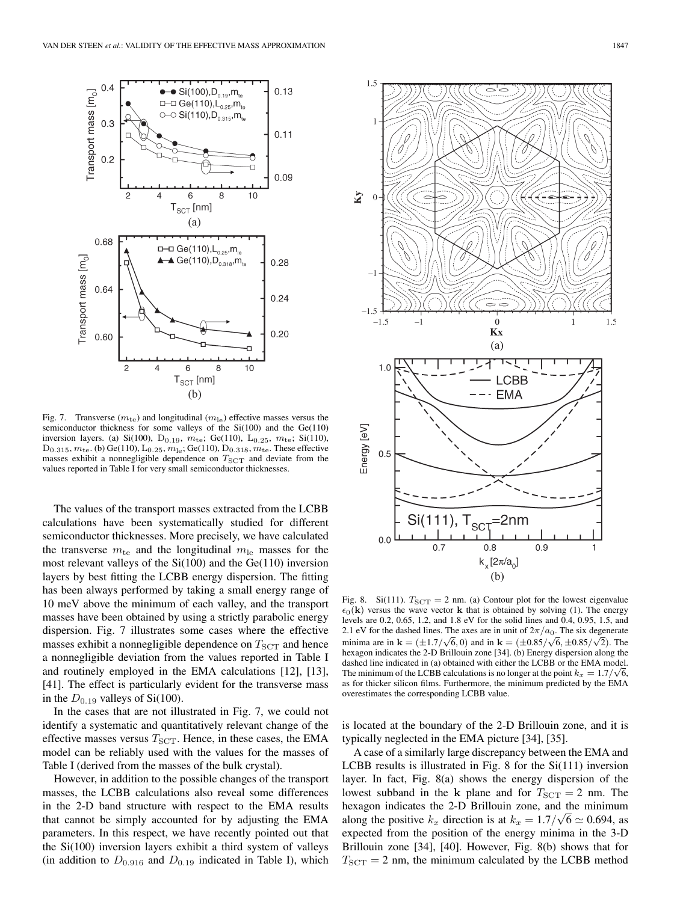Fig. 7. Transverse ($m_{\mathrm{te}}$) and longitudinal ($m_{\mathrm{le}}$) effective masses versus the semiconductor thickness for some valleys of the Si(100) and the Ge(110) inversion layers. (a) Si(100), $D_{0.19}$, $m_{\mathrm{te}}$; Ge(110), $L_{0.25}$, $m_{\mathrm{te}}$; Si(110), $D_{0.315}$, $m_{\mathrm{te}}$. (b) Ge(110), $L_{0.25}$, $m_{\mathrm{le}}$; Ge(110), $D_{0.318}$, $m_{\mathrm{te}}$. These effective masses exhibit a nonnegligible dependence on $T_{\mathrm{SCT}}$ and deviate from the values reported in Table I for very small semiconductor thicknesses.

The values of the transport masses extracted from the LCBB calculations have been systematically studied for different semiconductor thicknesses. More precisely, we have calculated the transverse $m_{\mathrm{te}}$ and the longitudinal $m_{\mathrm{le}}$ masses for the most relevant valleys of the Si(100) and the Ge(110) inversion layers by best fitting the LCBB energy dispersion. The fitting has been always performed by taking a small energy range of 10 meV above the minimum of each valley, and the transport masses have been obtained by using a strictly parabolic energy dispersion. Fig. 7 illustrates some cases where the effective masses exhibit a nonnegligible dependence on $T_{\mathrm{SCT}}$ and hence a nonnegligible deviation from the values reported in Table I and routinely employed in the EMA calculations [12], [13], [41]. The effect is particularly evident for the transverse mass in the $D_{0.19}$ valleys of Si(100).

In the cases that are not illustrated in Fig. 7, we could not identify a systematic and quantitatively relevant change of the effective masses versus $T_{\mathrm{SCT}}$. Hence, in these cases, the EMA model can be reliably used with the values for the masses of Table I (derived from the masses of the bulk crystal).

However, in addition to the possible changes of the transport masses, the LCBB calculations also reveal some differences in the 2-D band structure with respect to the EMA results that cannot be simply accounted for by adjusting the EMA parameters. In this respect, we have recently pointed out that the Si(100) inversion layers exhibit a third system of valleys (in addition to $D_{0.916}$ and $D_{0.19}$ indicated in Table I), which is located at the boundary of the 2-D Brillouin zone, and it is typically neglected in the EMA picture [34], [35].

Fig. 8. Si(111). $T_{\mathrm{SCT}} = 2$ nm. (a) Contour plot for the lowest eigenvalue $\epsilon_0(\mathbf{k})$ versus the wave vector $\mathbf{k}$ that is obtained by solving (1). The energy levels are 0.2, 0.65, 1.2, and 1.8 eV for the solid lines and 0.4, 0.95, 1.5, and 2.1 eV for the dashed lines. The axes are in unit of $2\pi/a_0$. The six degenerate minima are in $\mathbf{k} = (\pm 1.7/\sqrt{6}, 0)$ and in $\mathbf{k} = (\pm 0.85/\sqrt{6}, \pm 0.85/\sqrt{2})$. The hexagon indicates the 2-D Brillouin zone [34]. (b) Energy dispersion along the dashed line indicated in (a) obtained with either the LCBB or the EMA model. The minimum of the LCBB calculations is no longer at the point $k_x = 1.7/\sqrt{6}$, as for thicker silicon films. Furthermore, the minimum predicted by the EMA overestimates the corresponding LCBB value.

A case of a similarly large discrepancy between the EMA and LCBB results is illustrated in Fig. 8 for the Si(111) inversion layer. In fact, Fig. 8(a) shows the energy dispersion of the lowest subband in the $\mathbf{k}$ plane and for $T_{\mathrm{SCT}} = 2$ nm. The hexagon indicates the 2-D Brillouin zone, and the minimum along the positive $k_x$ direction is at $k_x = 1.7/\sqrt{6} \simeq 0.694$, as expected from the position of the energy minima in the 3-D Brillouin zone [34], [40]. However, Fig. 8(b) shows that for $T_{\mathrm{SCT}} = 2$ nm, the minimum calculated by the LCBB method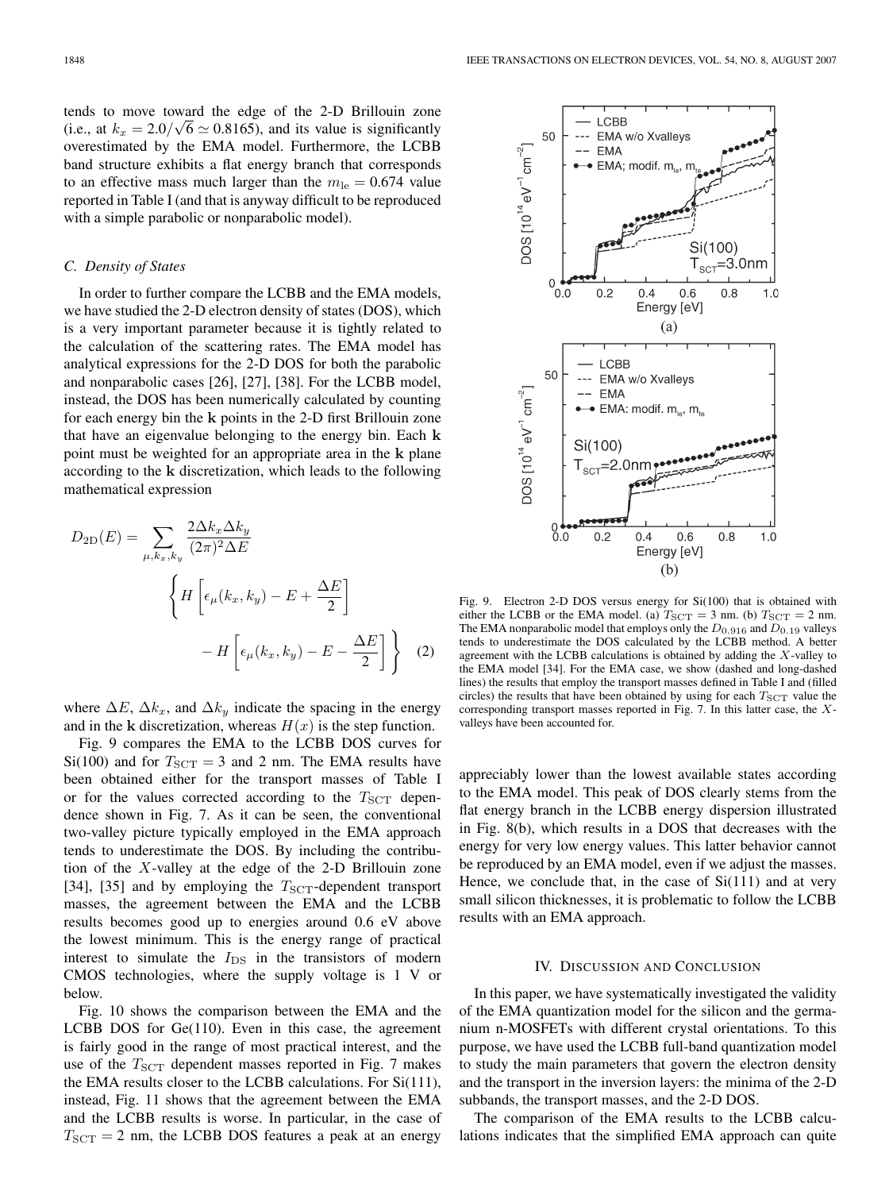tends to move toward the edge of the 2-D Brillouin zone (i.e., at $k_x = 2.0/\sqrt{6} \simeq 0.8165$), and its value is significantly overestimated by the EMA model. Furthermore, the LCBB band structure exhibits a flat energy branch that corresponds to an effective mass much larger than the $m_{\rm le} = 0.674$ value reported in Table I (and that is anyway difficult to be reproduced with a simple parabolic or nonparabolic model).

### C. Density of States

In order to further compare the LCBB and the EMA models, we have studied the 2-D electron density of states (DOS), which is a very important parameter because it is tightly related to the calculation of the scattering rates. The EMA model has analytical expressions for the 2-D DOS for both the parabolic and nonparabolic cases [26], [27], [38]. For the LCBB model, instead, the DOS has been numerically calculated by counting for each energy bin the $\mathbf{k}$ points in the 2-D first Brillouin zone that have an eigenvalue belonging to the energy bin. Each $\mathbf{k}$ point must be weighted for an appropriate area in the $\mathbf{k}$ plane according to the $\mathbf{k}$ discretization, which leads to the following mathematical expression

$$D_{\rm 2D}(E) = \sum_{\mu,k_x,k_y} \frac{2\Delta k_x \Delta k_y}{(2\pi)^2 \Delta E} \left\{ H\left[\epsilon_\mu(k_x,k_y) - E + \frac{\Delta E}{2}\right] - H\left[\epsilon_\mu(k_x,k_y) - E - \frac{\Delta E}{2}\right] \right\} \quad (2)$$

where $\Delta E$, $\Delta k_x$, and $\Delta k_y$ indicate the spacing in the energy and in the $\mathbf{k}$ discretization, whereas $H(x)$ is the step function.

Fig. 9 compares the EMA to the LCBB DOS curves for Si(100) and for $T_{\rm SCT} = 3$ and 2 nm. The EMA results have been obtained either for the transport masses of Table I or for the values corrected according to the $T_{\rm SCT}$ dependence shown in Fig. 7. As it can be seen, the conventional two-valley picture typically employed in the EMA approach tends to underestimate the DOS. By including the contribution of the $X$-valley at the edge of the 2-D Brillouin zone [34], [35] and by employing the $T_{\rm SCT}$-dependent transport masses, the agreement between the EMA and the LCBB results becomes good up to energies around 0.6 eV above the lowest minimum. This is the energy range of practical interest to simulate the $I_{\rm DS}$ in the transistors of modern CMOS technologies, where the supply voltage is 1 V or below.

Fig. 10 shows the comparison between the EMA and the LCBB DOS for Ge(110). Even in this case, the agreement is fairly good in the range of most practical interest, and the use of the $T_{\rm SCT}$ dependent masses reported in Fig. 7 makes the EMA results closer to the LCBB calculations. For Si(111), instead, Fig. 11 shows that the agreement between the EMA and the LCBB results is worse. In particular, in the case of $T_{\rm SCT} = 2$ nm, the LCBB DOS features a peak at an energy appreciably lower than the lowest available states according to the EMA model. This peak of DOS clearly stems from the flat energy branch in the LCBB energy dispersion illustrated in Fig. 8(b), which results in a DOS that decreases with the energy for very low energy values. This latter behavior cannot be reproduced by an EMA model, even if we adjust the masses. Hence, we conclude that, in the case of Si(111) and at very small silicon thicknesses, it is problematic to follow the LCBB results with an EMA approach.

Fig. 9. Electron 2-D DOS versus energy for Si(100) that is obtained with either the LCBB or the EMA model. (a) $T_{\rm SCT} = 3$ nm. (b) $T_{\rm SCT} = 2$ nm. The EMA nonparabolic model that employs only the $D_{0.916}$ and $D_{0.19}$ valleys tends to underestimate the DOS calculated by the LCBB method. A better agreement with the LCBB calculations is obtained by adding the $X$-valley to the EMA model [34]. For the EMA case, we show (dashed and long-dashed lines) the results that employ the transport masses defined in Table I and (filled circles) the results that have been obtained by using for each $T_{\rm SCT}$ value the corresponding transport masses reported in Fig. 7. In this latter case, the $X$-valleys have been accounted for.

## IV. Discussion and Conclusion

In this paper, we have systematically investigated the validity of the EMA quantization model for the silicon and the germanium n-MOSFETs with different crystal orientations. To this purpose, we have used the LCBB full-band quantization model to study the main parameters that govern the electron density and the transport in the inversion layers: the minima of the 2-D subbands, the transport masses, and the 2-D DOS.

The comparison of the EMA results to the LCBB calculations indicates that the simplified EMA approach can quite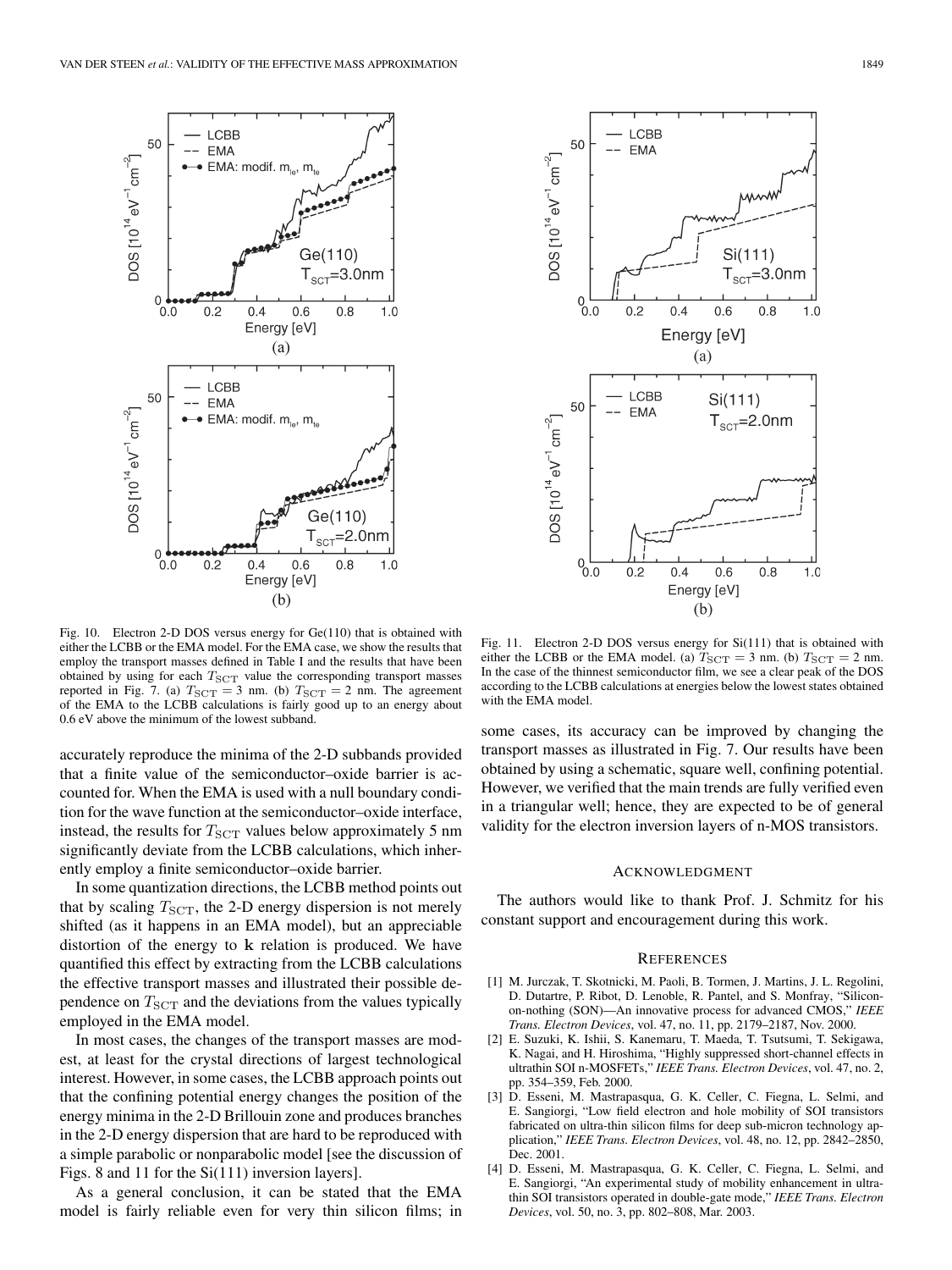Fig. 10. Electron 2-D DOS versus energy for Ge(110) that is obtained with either the LCBB or the EMA model. For the EMA case, we show the results that employ the transport masses defined in Table I and the results that have been obtained by using for each $T_{\rm SCT}$ value the corresponding transport masses reported in Fig. 7. (a) $T_{\rm SCT} = 3$ nm. (b) $T_{\rm SCT} = 2$ nm. The agreement of the EMA to the LCBB calculations is fairly good up to an energy about 0.6 eV above the minimum of the lowest subband.

Fig. 11. Electron 2-D DOS versus energy for Si(111) that is obtained with either the LCBB or the EMA model. (a) $T_{\rm SCT} = 3$ nm. (b) $T_{\rm SCT} = 2$ nm. In the case of the thinnest semiconductor film, we see a clear peak of the DOS according to the LCBB calculations at energies below the lowest states obtained with the EMA model.

accurately reproduce the minima of the 2-D subbands provided that a finite value of the semiconductor–oxide barrier is accounted for. When the EMA is used with a null boundary condition for the wave function at the semiconductor–oxide interface, instead, the results for $T_{\rm SCT}$ values below approximately 5 nm significantly deviate from the LCBB calculations, which inherently employ a finite semiconductor–oxide barrier.

In some quantization directions, the LCBB method points out that by scaling $T_{\rm SCT}$, the 2-D energy dispersion is not merely shifted (as it happens in an EMA model), but an appreciable distortion of the energy to **k** relation is produced. We have quantified this effect by extracting from the LCBB calculations the effective transport masses and illustrated their possible dependence on $T_{\rm SCT}$ and the deviations from the values typically employed in the EMA model.

In most cases, the changes of the transport masses are modest, at least for the crystal directions of largest technological interest. However, in some cases, the LCBB approach points out that the confining potential energy changes the position of the energy minima in the 2-D Brillouin zone and produces branches in the 2-D energy dispersion that are hard to be reproduced with a simple parabolic or nonparabolic model [see the discussion of Figs. 8 and 11 for the Si(111) inversion layers].

As a general conclusion, it can be stated that the EMA model is fairly reliable even for very thin silicon films; in some cases, its accuracy can be improved by changing the transport masses as illustrated in Fig. 7. Our results have been obtained by using a schematic, square well, confining potential. However, we verified that the main trends are fully verified even in a triangular well; hence, they are expected to be of general validity for the electron inversion layers of n-MOS transistors.

## ACKNOWLEDGMENT

The authors would like to thank Prof. J. Schmitz for his constant support and encouragement during this work.

## REFERENCES

[1] M. Jurczak, T. Skotnicki, M. Paoli, B. Tormen, J. Martins, J. L. Regolini, D. Dutartre, P. Ribot, D. Lenoble, R. Pantel, and S. Monfray, "Silicon-on-nothing (SON)—An innovative process for advanced CMOS," *IEEE Trans. Electron Devices*, vol. 47, no. 11, pp. 2179–2187, Nov. 2000.

[2] E. Suzuki, K. Ishii, S. Kanemaru, T. Maeda, T. Tsutsumi, T. Sekigawa, K. Nagai, and H. Hiroshima, "Highly suppressed short-channel effects in ultrathin SOI n-MOSFETs," *IEEE Trans. Electron Devices*, vol. 47, no. 2, pp. 354–359, Feb. 2000.

[3] D. Esseni, M. Mastrapasqua, G. K. Celler, C. Fiegna, L. Selmi, and E. Sangiorgi, "Low field electron and hole mobility of SOI transistors fabricated on ultra-thin silicon films for deep sub-micron technology application," *IEEE Trans. Electron Devices*, vol. 48, no. 12, pp. 2842–2850, Dec. 2001.

[4] D. Esseni, M. Mastrapasqua, G. K. Celler, C. Fiegna, L. Selmi, and E. Sangiorgi, "An experimental study of mobility enhancement in ultra-thin SOI transistors operated in double-gate mode," *IEEE Trans. Electron Devices*, vol. 50, no. 3, pp. 802–808, Mar. 2003.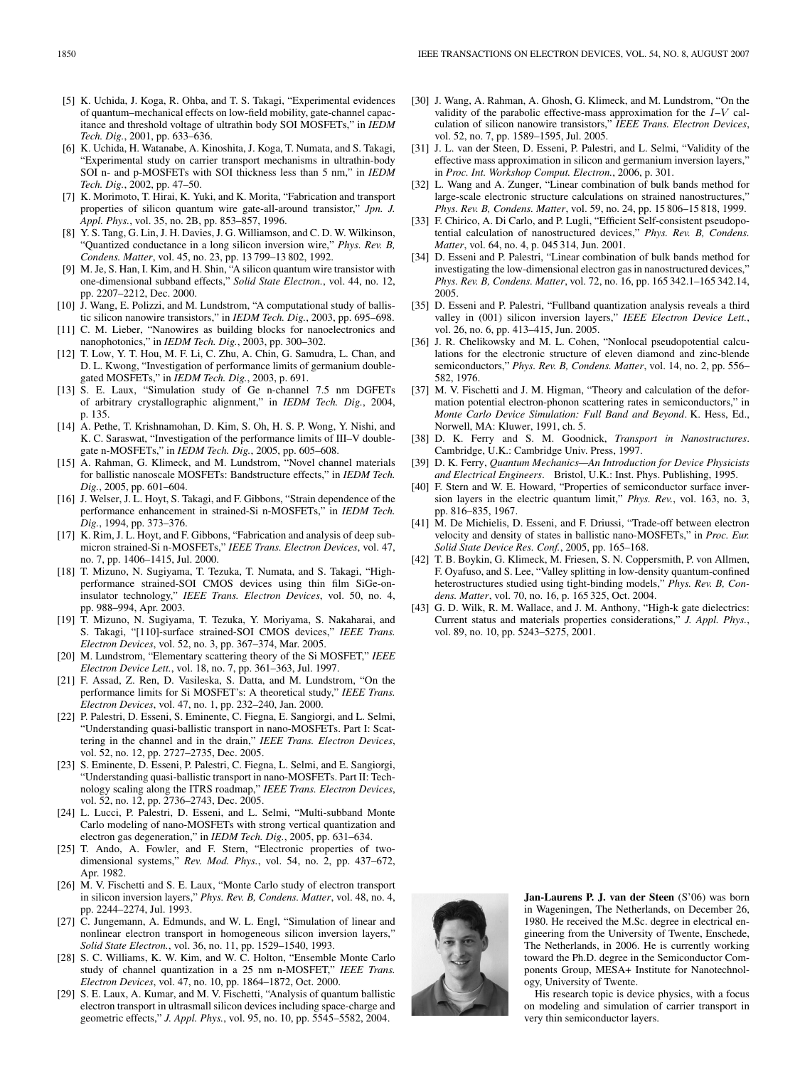[5] K. Uchida, J. Koga, R. Ohba, and T. S. Takagi, "Experimental evidences of quantum–mechanical effects on low-field mobility, gate-channel capacitance and threshold voltage of ultrathin body SOI MOSFETs," in *IEDM Tech. Dig.*, 2001, pp. 633–636.

[6] K. Uchida, H. Watanabe, A. Kinoshita, J. Koga, T. Numata, and S. Takagi, "Experimental study on carrier transport mechanisms in ultrathin-body SOI n- and p-MOSFETs with SOI thickness less than 5 nm," in *IEDM Tech. Dig.*, 2002, pp. 47–50.

[7] K. Morimoto, T. Hirai, K. Yuki, and K. Morita, "Fabrication and transport properties of silicon quantum wire gate-all-around transistor," *Jpn. J. Appl. Phys.*, vol. 35, no. 2B, pp. 853–857, 1996.

[8] Y. S. Tang, G. Lin, J. H. Davies, J. G. Williamson, and C. D. W. Wilkinson, "Quantized conductance in a long silicon inversion wire," *Phys. Rev. B, Condens. Matter*, vol. 45, no. 23, pp. 13 799–13 802, 1992.

[9] M. Je, S. Han, I. Kim, and H. Shin, "A silicon quantum wire transistor with one-dimensional subband effects," *Solid State Electron.*, vol. 44, no. 12, pp. 2207–2212, Dec. 2000.

[10] J. Wang, E. Polizzi, and M. Lundstrom, "A computational study of ballistic silicon nanowire transistors," in *IEDM Tech. Dig.*, 2003, pp. 695–698.

[11] C. M. Lieber, "Nanowires as building blocks for nanoelectronics and nanophotonics," in *IEDM Tech. Dig.*, 2003, pp. 300–302.

[12] T. Low, Y. T. Hou, M. F. Li, C. Zhu, A. Chin, G. Samudra, L. Chan, and D. L. Kwong, "Investigation of performance limits of germanium double-gated MOSFETs," in *IEDM Tech. Dig.*, 2003, p. 691.

[13] S. E. Laux, "Simulation study of Ge n-channel 7.5 nm DGFETs of arbitrary crystallographic alignment," in *IEDM Tech. Dig.*, 2004, p. 135.

[14] A. Pethe, T. Krishnamohan, D. Kim, S. Oh, H. S. P. Wong, Y. Nishi, and K. C. Saraswat, "Investigation of the performance limits of III–V double-gate n-MOSFETs," in *IEDM Tech. Dig.*, 2005, pp. 605–608.

[15] A. Rahman, G. Klimeck, and M. Lundstrom, "Novel channel materials for ballistic nanoscale MOSFETs: Bandstructure effects," in *IEDM Tech. Dig.*, 2005, pp. 601–604.

[16] J. Welser, J. L. Hoyt, S. Takagi, and F. Gibbons, "Strain dependence of the performance enhancement in strained-Si n-MOSFETs," in *IEDM Tech. Dig.*, 1994, pp. 373–376.

[17] K. Rim, J. L. Hoyt, and F. Gibbons, "Fabrication and analysis of deep submicron strained-Si n-MOSFETs," *IEEE Trans. Electron Devices*, vol. 47, no. 7, pp. 1406–1415, Jul. 2000.

[18] T. Mizuno, N. Sugiyama, T. Tezuka, T. Numata, and S. Takagi, "High-performance strained-SOI CMOS devices using thin film SiGe-on-insulator technology," *IEEE Trans. Electron Devices*, vol. 50, no. 4, pp. 988–994, Apr. 2003.

[19] T. Mizuno, N. Sugiyama, T. Tezuka, Y. Moriyama, S. Nakaharai, and S. Takagi, "[110]-surface strained-SOI CMOS devices," *IEEE Trans. Electron Devices*, vol. 52, no. 3, pp. 367–374, Mar. 2005.

[20] M. Lundstrom, "Elementary scattering theory of the Si MOSFET," *IEEE Electron Device Lett.*, vol. 18, no. 7, pp. 361–363, Jul. 1997.

[21] F. Assad, Z. Ren, D. Vasileska, S. Datta, and M. Lundstrom, "On the performance limits for Si MOSFET's: A theoretical study," *IEEE Trans. Electron Devices*, vol. 47, no. 1, pp. 232–240, Jan. 2000.

[22] P. Palestri, D. Esseni, S. Eminente, C. Fiegna, E. Sangiorgi, and L. Selmi, "Understanding quasi-ballistic transport in nano-MOSFETs. Part I: Scattering in the channel and in the drain," *IEEE Trans. Electron Devices*, vol. 52, no. 12, pp. 2727–2735, Dec. 2005.

[23] S. Eminente, D. Esseni, P. Palestri, C. Fiegna, L. Selmi, and E. Sangiorgi, "Understanding quasi-ballistic transport in nano-MOSFETs. Part II: Technology scaling along the ITRS roadmap," *IEEE Trans. Electron Devices*, vol. 52, no. 12, pp. 2736–2743, Dec. 2005.

[24] L. Lucci, P. Palestri, D. Esseni, and L. Selmi, "Multi-subband Monte Carlo modeling of nano-MOSFETs with strong vertical quantization and electron gas degeneration," in *IEDM Tech. Dig.*, 2005, pp. 631–634.

[25] T. Ando, A. Fowler, and F. Stern, "Electronic properties of two-dimensional systems," *Rev. Mod. Phys.*, vol. 54, no. 2, pp. 437–672, Apr. 1982.

[26] M. V. Fischetti and S. E. Laux, "Monte Carlo study of electron transport in silicon inversion layers," *Phys. Rev. B, Condens. Matter*, vol. 48, no. 4, pp. 2244–2274, Jul. 1993.

[27] C. Jungemann, A. Edmunds, and W. L. Engl, "Simulation of linear and nonlinear electron transport in homogeneous silicon inversion layers," *Solid State Electron.*, vol. 36, no. 11, pp. 1529–1540, 1993.

[28] S. C. Williams, K. W. Kim, and W. C. Holton, "Ensemble Monte Carlo study of channel quantization in a 25 nm n-MOSFET," *IEEE Trans. Electron Devices*, vol. 47, no. 10, pp. 1864–1872, Oct. 2000.

[29] S. E. Laux, A. Kumar, and M. V. Fischetti, "Analysis of quantum ballistic electron transport in ultrasmall silicon devices including space-charge and geometric effects," *J. Appl. Phys.*, vol. 95, no. 10, pp. 5545–5582, 2004.

[30] J. Wang, A. Rahman, A. Ghosh, G. Klimeck, and M. Lundstrom, "On the validity of the parabolic effective-mass approximation for the $I$–$V$ calculation of silicon nanowire transistors," *IEEE Trans. Electron Devices*, vol. 52, no. 7, pp. 1589–1595, Jul. 2005.

[31] J. L. van der Steen, D. Esseni, P. Palestri, and L. Selmi, "Validity of the effective mass approximation in silicon and germanium inversion layers," in *Proc. Int. Workshop Comput. Electron.*, 2006, p. 301.

[32] L. Wang and A. Zunger, "Linear combination of bulk bands method for large-scale electronic structure calculations on strained nanostructures," *Phys. Rev. B, Condens. Matter*, vol. 59, no. 24, pp. 15 806–15 818, 1999.

[33] F. Chirico, A. Di Carlo, and P. Lugli, "Efficient Self-consistent pseudopotential calculation of nanostructured devices," *Phys. Rev. B, Condens. Matter*, vol. 64, no. 4, p. 045 314, Jun. 2001.

[34] D. Esseni and P. Palestri, "Linear combination of bulk bands method for investigating the low-dimensional electron gas in nanostructured devices," *Phys. Rev. B, Condens. Matter*, vol. 72, no. 16, pp. 165 342.1–165 342.14, 2005.

[35] D. Esseni and P. Palestri, "Fullband quantization analysis reveals a third valley in (001) silicon inversion layers," *IEEE Electron Device Lett.*, vol. 26, no. 6, pp. 413–415, Jun. 2005.

[36] J. R. Chelikowsky and M. L. Cohen, "Nonlocal pseudopotential calculations for the electronic structure of eleven diamond and zinc-blende semiconductors," *Phys. Rev. B, Condens. Matter*, vol. 14, no. 2, pp. 556–582, 1976.

[37] M. V. Fischetti and J. M. Higman, "Theory and calculation of the deformation potential electron-phonon scattering rates in semiconductors," in *Monte Carlo Device Simulation: Full Band and Beyond*. K. Hess, Ed., Norwell, MA: Kluwer, 1991, ch. 5.

[38] D. K. Ferry and S. M. Goodnick, *Transport in Nanostructures*. Cambridge, U.K.: Cambridge Univ. Press, 1997.

[39] D. K. Ferry, *Quantum Mechanics—An Introduction for Device Physicists and Electrical Engineers*. Bristol, U.K.: Inst. Phys. Publishing, 1995.

[40] F. Stern and W. E. Howard, "Properties of semiconductor surface inversion layers in the electric quantum limit," *Phys. Rev.*, vol. 163, no. 3, pp. 816–835, 1967.

[41] M. De Michielis, D. Esseni, and F. Driussi, "Trade-off between electron velocity and density of states in ballistic nano-MOSFETs," in *Proc. Eur. Solid State Device Res. Conf.*, 2005, pp. 165–168.

[42] T. B. Boykin, G. Klimeck, M. Friesen, S. N. Coppersmith, P. von Allmen, F. Oyafuso, and S. Lee, "Valley splitting in low-density quantum-confined heterostructures studied using tight-binding models," *Phys. Rev. B, Condens. Matter*, vol. 70, no. 16, p. 165 325, Oct. 2004.

[43] G. D. Wilk, R. M. Wallace, and J. M. Anthony, "High-k gate dielectrics: Current status and materials properties considerations," *J. Appl. Phys.*, vol. 89, no. 10, pp. 5243–5275, 2001.

**Jan-Laurens P. J. van der Steen** (S'06) was born in Wageningen, The Netherlands, on December 26, 1980. He received the M.Sc. degree in electrical engineering from the University of Twente, Enschede, The Netherlands, in 2006. He is currently working toward the Ph.D. degree in the Semiconductor Components Group, MESA+ Institute for Nanotechnology, University of Twente.

His research topic is device physics, with a focus on modeling and simulation of carrier transport in very thin semiconductor layers.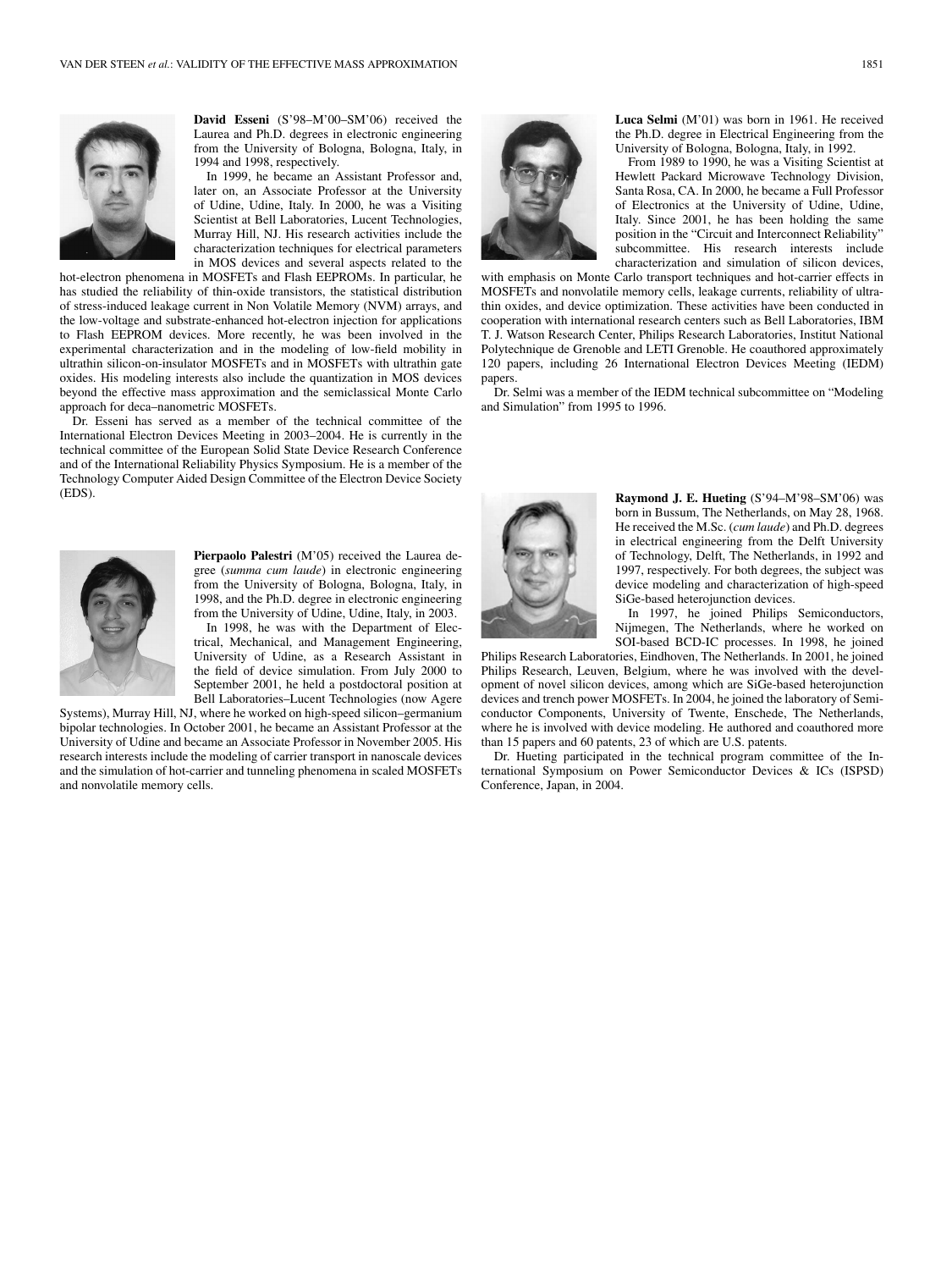**David Esseni** (S'98–M'00–SM'06) received the Laurea and Ph.D. degrees in electronic engineering from the University of Bologna, Bologna, Italy, in 1994 and 1998, respectively.

In 1999, he became an Assistant Professor and, later on, an Associate Professor at the University of Udine, Udine, Italy. In 2000, he was a Visiting Scientist at Bell Laboratories, Lucent Technologies, Murray Hill, NJ. His research activities include the characterization techniques for electrical parameters in MOS devices and several aspects related to the hot-electron phenomena in MOSFETs and Flash EEPROMs. In particular, he has studied the reliability of thin-oxide transistors, the statistical distribution of stress-induced leakage current in Non Volatile Memory (NVM) arrays, and the low-voltage and substrate-enhanced hot-electron injection for applications to Flash EEPROM devices. More recently, he was been involved in the experimental characterization and in the modeling of low-field mobility in ultrathin silicon-on-insulator MOSFETs and in MOSFETs with ultrathin gate oxides. His modeling interests also include the quantization in MOS devices beyond the effective mass approximation and the semiclassical Monte Carlo approach for deca–nanometric MOSFETs.

Dr. Esseni has served as a member of the technical committee of the International Electron Devices Meeting in 2003–2004. He is currently in the technical committee of the European Solid State Device Research Conference and of the International Reliability Physics Symposium. He is a member of the Technology Computer Aided Design Committee of the Electron Device Society (EDS).

**Pierpaolo Palestri** (M'05) received the Laurea degree (*summa cum laude*) in electronic engineering from the University of Bologna, Bologna, Italy, in 1998, and the Ph.D. degree in electronic engineering from the University of Udine, Udine, Italy, in 2003.

In 1998, he was with the Department of Electrical, Mechanical, and Management Engineering, University of Udine, as a Research Assistant in the field of device simulation. From July 2000 to September 2001, he held a postdoctoral position at Bell Laboratories–Lucent Technologies (now Agere Systems), Murray Hill, NJ, where he worked on high-speed silicon–germanium bipolar technologies. In October 2001, he became an Assistant Professor at the University of Udine and became an Associate Professor in November 2005. His research interests include the modeling of carrier transport in nanoscale devices and the simulation of hot-carrier and tunneling phenomena in scaled MOSFETs and nonvolatile memory cells.

**Luca Selmi** (M'01) was born in 1961. He received the Ph.D. degree in Electrical Engineering from the University of Bologna, Bologna, Italy, in 1992.

From 1989 to 1990, he was a Visiting Scientist at Hewlett Packard Microwave Technology Division, Santa Rosa, CA. In 2000, he became a Full Professor of Electronics at the University of Udine, Udine, Italy. Since 2001, he has been holding the same position in the "Circuit and Interconnect Reliability" subcommittee. His research interests include characterization and simulation of silicon devices, with emphasis on Monte Carlo transport techniques and hot-carrier effects in MOSFETs and nonvolatile memory cells, leakage currents, reliability of ultrathin oxides, and device optimization. These activities have been conducted in cooperation with international research centers such as Bell Laboratories, IBM T. J. Watson Research Center, Philips Research Laboratories, Institut National Polytechnique de Grenoble and LETI Grenoble. He coauthored approximately 120 papers, including 26 International Electron Devices Meeting (IEDM) papers.

Dr. Selmi was a member of the IEDM technical subcommittee on "Modeling and Simulation" from 1995 to 1996.

**Raymond J. E. Hueting** (S'94–M'98–SM'06) was born in Bussum, The Netherlands, on May 28, 1968. He received the M.Sc. (*cum laude*) and Ph.D. degrees in electrical engineering from the Delft University of Technology, Delft, The Netherlands, in 1992 and 1997, respectively. For both degrees, the subject was device modeling and characterization of high-speed SiGe-based heterojunction devices.

In 1997, he joined Philips Semiconductors, Nijmegen, The Netherlands, where he worked on SOI-based BCD-IC processes. In 1998, he joined Philips Research Laboratories, Eindhoven, The Netherlands. In 2001, he joined Philips Research, Leuven, Belgium, where he was involved with the development of novel silicon devices, among which are SiGe-based heterojunction devices and trench power MOSFETs. In 2004, he joined the laboratory of Semiconductor Components, University of Twente, Enschede, The Netherlands, where he is involved with device modeling. He authored and coauthored more than 15 papers and 60 patents, 23 of which are U.S. patents.

Dr. Hueting participated in the technical program committee of the International Symposium on Power Semiconductor Devices & ICs (ISPSD) Conference, Japan, in 2004.